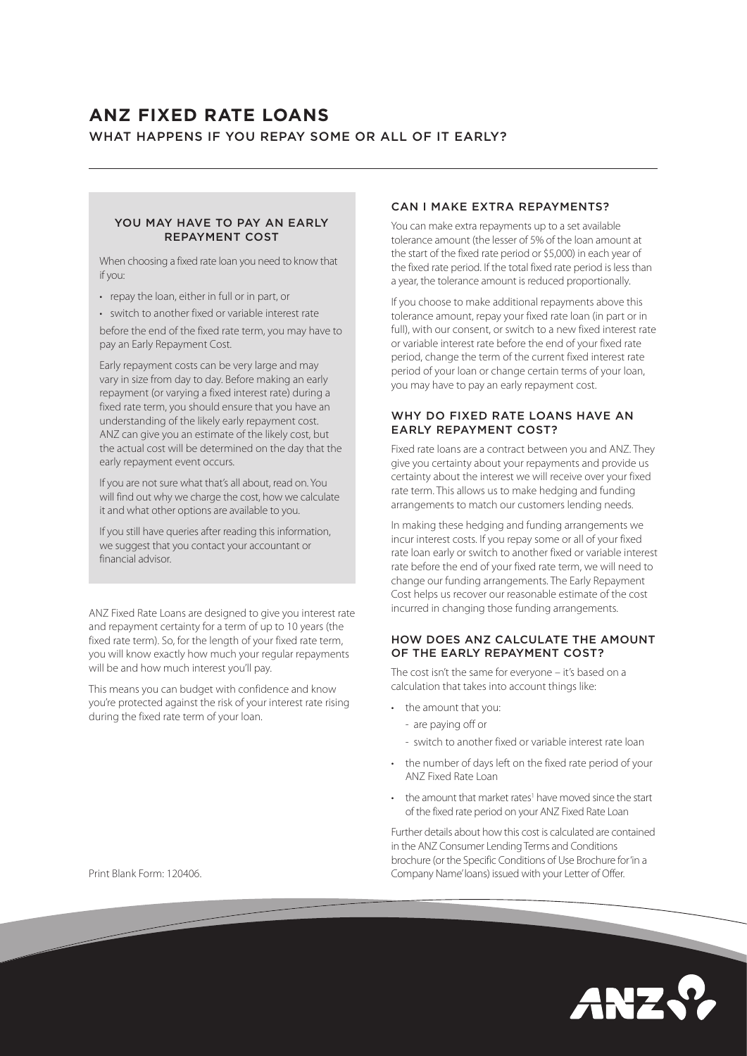# ANZ FIXED RATE LOANS

## WHAT HAPPENS IF YOU REPAY SOME OR ALL OF IT EARLY?

### YOU MAY HAVE TO PAY AN EARLY REPAYMENT COST

When choosing a fixed rate loan you need to know that if you:

- repay the loan, either in full or in part, or
- switch to another fixed or variable interest rate

before the end of the fixed rate term, you may have to pay an Early Repayment Cost.

Early repayment costs can be very large and may vary in size from day to day. Before making an early repayment (or varying a fixed interest rate) during a fixed rate term, you should ensure that you have an understanding of the likely early repayment cost. ANZ can give you an estimate of the likely cost, but the actual cost will be determined on the day that the early repayment event occurs.

If you are not sure what that's all about, read on. You will find out why we charge the cost, how we calculate it and what other options are available to you.

If you still have queries after reading this information, we suggest that you contact your accountant or financial advisor.

ANZ Fixed Rate Loans are designed to give you interest rate and repayment certainty for a term of up to 10 years (the fixed rate term). So, for the length of your fixed rate term, you will know exactly how much your regular repayments will be and how much interest you'll pay.

This means you can budget with confidence and know you're protected against the risk of your interest rate rising during the fixed rate term of your loan.

Print Blank Form: 120406.

### CAN I MAKE EXTRA REPAYMENTS?

You can make extra repayments up to a set available tolerance amount (the lesser of 5% of the loan amount at the start of the fixed rate period or $5,000) in each year of the fixed rate period. If the total fixed rate period is less than a year, the tolerance amount is reduced proportionally.

If you choose to make additional repayments above this tolerance amount, repay your fixed rate loan (in part or in full), with our consent, or switch to a new fixed interest rate or variable interest rate before the end of your fixed rate period, change the term of the current fixed interest rate period of your loan or change certain terms of your loan, you may have to pay an early repayment cost.

### WHY DO FIXED RATE LOANS HAVE AN EARLY REPAYMENT COST?

Fixed rate loans are a contract between you and ANZ. They give you certainty about your repayments and provide us certainty about the interest we will receive over your fixed rate term. This allows us to make hedging and funding arrangements to match our customers lending needs.

In making these hedging and funding arrangements we incur interest costs. If you repay some or all of your fixed rate loan early or switch to another fixed or variable interest rate before the end of your fixed rate term, we will need to change our funding arrangements. The Early Repayment Cost helps us recover our reasonable estimate of the cost incurred in changing those funding arrangements.

### HOW DOES ANZ CALCULATE THE AMOUNT OF THE EARLY REPAYMENT COST?

The cost isn't the same for everyone – it's based on a calculation that takes into account things like:

- the amount that you:
  - are paying off or
  - switch to another fixed or variable interest rate loan
- the number of days left on the fixed rate period of your ANZ Fixed Rate Loan
- the amount that market rates[1] have moved since the start of the fixed rate period on your ANZ Fixed Rate Loan

Further details about how this cost is calculated are contained in the ANZ Consumer Lending Terms and Conditions brochure (or the Specific Conditions of Use Brochure for 'in a Company Name' loans) issued with your Letter of Offer.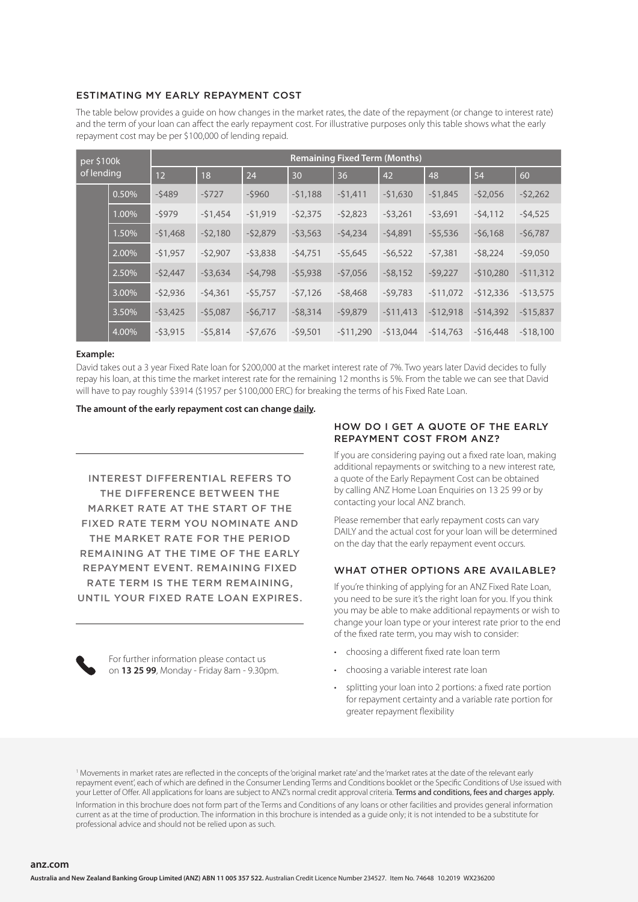## ESTIMATING MY EARLY REPAYMENT COST

The table below provides a guide on how changes in the market rates, the date of the repayment (or change to interest rate) and the term of your loan can affect the early repayment cost. For illustrative purposes only this table shows what the early repayment cost may be per $100,000 of lending repaid.

| per $100k of lending | | Remaining Fixed Term (Months) | | | | | | | | |
|---|---|---|---|---|---|---|---|---|---|---|
| | | 12 | 18 | 24 | 30 | 36 | 42 | 48 | 54 | 60 |
| | 0.50% | -$489 | -$727 | -$960 | -$1,188 | -$1,411 | -$1,630 | -$1,845 | -$2,056 | -$2,262 |
| | 1.00% | -$979 | -$1,454 | -$1,919 | -$2,375 | -$2,823 | -$3,261 | -$3,691 | -$4,112 | -$4,525 |
| | 1.50% | -$1,468 | -$2,180 | -$2,879 | -$3,563 | -$4,234 | -$4,891 | -$5,536 | -$6,168 | -$6,787 |
| | 2.00% | -$1,957 | -$2,907 | -$3,838 | -$4,751 | -$5,645 | -$6,522 | -$7,381 | -$8,224 | -$9,050 |
| | 2.50% | -$2,447 | -$3,634 | -$4,798 | -$5,938 | -$7,056 | -$8,152 | -$9,227 | -$10,280 | -$11,312 |
| | 3.00% | -$2,936 | -$4,361 | -$5,757 | -$7,126 | -$8,468 | -$9,783 | -$11,072 | -$12,336 | -$13,575 |
| | 3.50% | -$3,425 | -$5,087 | -$6,717 | -$8,314 | -$9,879 | -$11,413 | -$12,918 | -$14,392 | -$15,837 |
| | 4.00% | -$3,915 | -$5,814 | -$7,676 | -$9,501 | -$11,290 | -$13,044 | -$14,763 | -$16,448 | -$18,100 |

**Example:**

David takes out a 3 year Fixed Rate loan for $200,000 at the market interest rate of 7%. Two years later David decides to fully repay his loan, at this time the market interest rate for the remaining 12 months is 5%. From the table we can see that David will have to pay roughly $3914 ($1957 per $100,000 ERC) for breaking the terms of his Fixed Rate Loan.

**The amount of the early repayment cost can change daily.**

INTEREST DIFFERENTIAL REFERS TO THE DIFFERENCE BETWEEN THE MARKET RATE AT THE START OF THE FIXED RATE TERM YOU NOMINATE AND THE MARKET RATE FOR THE PERIOD REMAINING AT THE TIME OF THE EARLY REPAYMENT EVENT. REMAINING FIXED RATE TERM IS THE TERM REMAINING, UNTIL YOUR FIXED RATE LOAN EXPIRES.

For further information please contact us on **13 25 99**, Monday - Friday 8am - 9.30pm.

## HOW DO I GET A QUOTE OF THE EARLY REPAYMENT COST FROM ANZ?

If you are considering paying out a fixed rate loan, making additional repayments or switching to a new interest rate, a quote of the Early Repayment Cost can be obtained by calling ANZ Home Loan Enquiries on 13 25 99 or by contacting your local ANZ branch.

Please remember that early repayment costs can vary DAILY and the actual cost for your loan will be determined on the day that the early repayment event occurs.

## WHAT OTHER OPTIONS ARE AVAILABLE?

If you're thinking of applying for an ANZ Fixed Rate Loan, you need to be sure it's the right loan for you. If you think you may be able to make additional repayments or wish to change your loan type or your interest rate prior to the end of the fixed rate term, you may wish to consider:

- choosing a different fixed rate loan term
- choosing a variable interest rate loan
- splitting your loan into 2 portions: a fixed rate portion for repayment certainty and a variable rate portion for greater repayment flexibility

[1] Movements in market rates are reflected in the concepts of the 'original market rate' and the 'market rates at the date of the relevant early repayment event', each of which are defined in the Consumer Lending Terms and Conditions booklet or the Specific Conditions of Use issued with your Letter of Offer. All applications for loans are subject to ANZ's normal credit approval criteria. Terms and conditions, fees and charges apply.

Information in this brochure does not form part of the Terms and Conditions of any loans or other facilities and provides general information current as at the time of production. The information in this brochure is intended as a guide only; it is not intended to be a substitute for professional advice and should not be relied upon as such.

**anz.com**

**Australia and New Zealand Banking Group Limited (ANZ) ABN 11 005 357 522.** Australian Credit Licence Number 234527. Item No. 74648 10.2019 WX236200